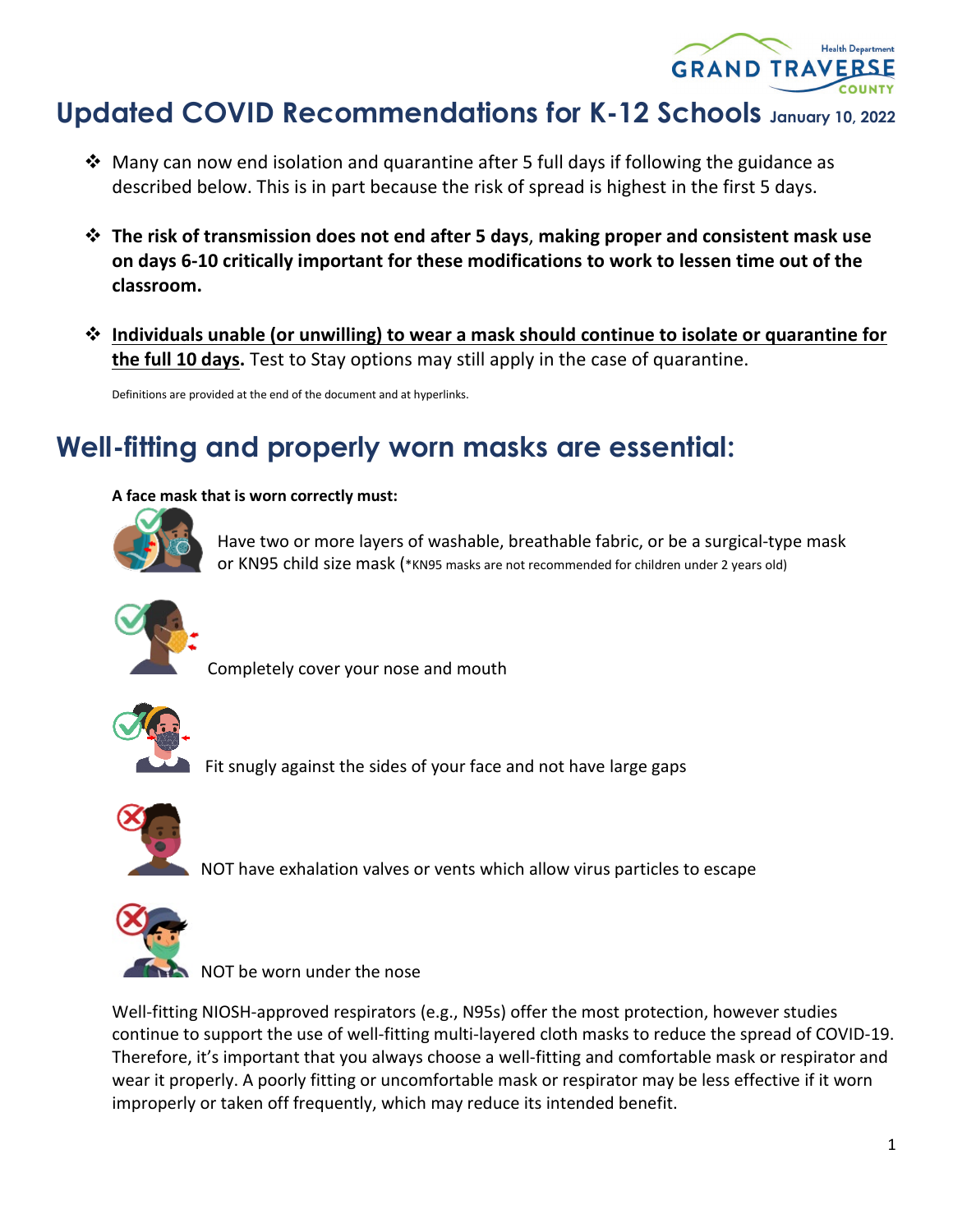# Updated COVID Recommendations for K-12 Schools January 10, 2022

- Many can now end isolation and quarantine after 5 full days if following the guidance as described below. This is in part because the risk of spread is highest in the first 5 days.
- **The risk of transmission does not end after 5 days, making proper and consistent mask use on days 6-10 critically important for these modifications to work to lessen time out of the classroom.**
- **Individuals unable (or unwilling) to wear a mask should continue to isolate or quarantine for the full 10 days.** Test to Stay options may still apply in the case of quarantine.

Definitions are provided at the end of the document and at hyperlinks.

## Well-fitting and properly worn masks are essential:

**A face mask that is worn correctly must:**

- Have two or more layers of washable, breathable fabric, or be a surgical-type mask or KN95 child size mask (*KN95 masks are not recommended for children under 2 years old)
- Completely cover your nose and mouth
- Fit snugly against the sides of your face and not have large gaps
- NOT have exhalation valves or vents which allow virus particles to escape
- NOT be worn under the nose

Well-fitting NIOSH-approved respirators (e.g., N95s) offer the most protection, however studies continue to support the use of well-fitting multi-layered cloth masks to reduce the spread of COVID-19. Therefore, it's important that you always choose a well-fitting and comfortable mask or respirator and wear it properly. A poorly fitting or uncomfortable mask or respirator may be less effective if it worn improperly or taken off frequently, which may reduce its intended benefit.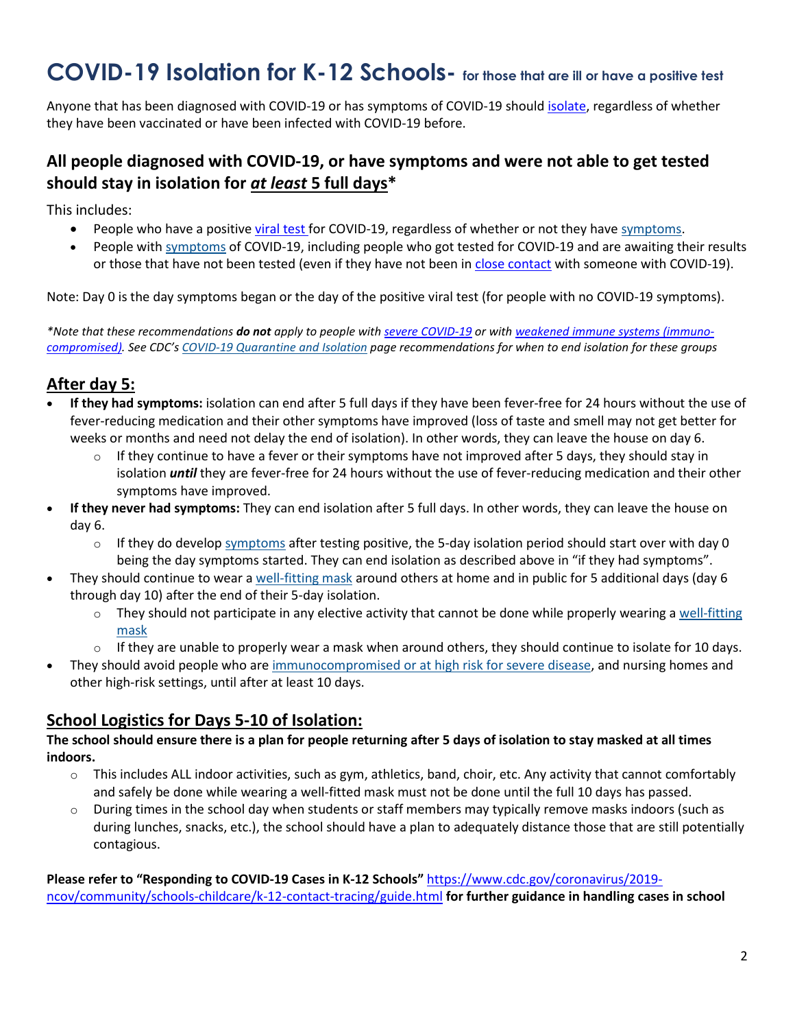# COVID-19 Isolation for K-12 Schools- for those that are ill or have a positive test

Anyone that has been diagnosed with COVID-19 or has symptoms of COVID-19 should isolate, regardless of whether they have been vaccinated or have been infected with COVID-19 before.

## All people diagnosed with COVID-19, or have symptoms and were not able to get tested should stay in isolation for ***at least*** 5 full days*

This includes:

- People who have a positive viral test for COVID-19, regardless of whether or not they have symptoms.
- People with symptoms of COVID-19, including people who got tested for COVID-19 and are awaiting their results or those that have not been tested (even if they have not been in close contact with someone with COVID-19).

Note: Day 0 is the day symptoms began or the day of the positive viral test (for people with no COVID-19 symptoms).

*\*Note that these recommendations **do not** apply to people with severe COVID-19 or with weakened immune systems (immuno-compromised). See CDC's COVID-19 Quarantine and Isolation page recommendations for when to end isolation for these groups*

## After day 5:

- **If they had symptoms:** isolation can end after 5 full days if they have been fever-free for 24 hours without the use of fever-reducing medication and their other symptoms have improved (loss of taste and smell may not get better for weeks or months and need not delay the end of isolation). In other words, they can leave the house on day 6.
  - If they continue to have a fever or their symptoms have not improved after 5 days, they should stay in isolation ***until*** they are fever-free for 24 hours without the use of fever-reducing medication and their other symptoms have improved.
- **If they never had symptoms:** They can end isolation after 5 full days. In other words, they can leave the house on day 6.
  - If they do develop symptoms after testing positive, the 5-day isolation period should start over with day 0 being the day symptoms started. They can end isolation as described above in "if they had symptoms".
- They should continue to wear a well-fitting mask around others at home and in public for 5 additional days (day 6 through day 10) after the end of their 5-day isolation.
  - They should not participate in any elective activity that cannot be done while properly wearing a well-fitting mask
  - If they are unable to properly wear a mask when around others, they should continue to isolate for 10 days.
- They should avoid people who are immunocompromised or at high risk for severe disease, and nursing homes and other high-risk settings, until after at least 10 days.

## School Logistics for Days 5-10 of Isolation:

**The school should ensure there is a plan for people returning after 5 days of isolation to stay masked at all times indoors.**

- This includes ALL indoor activities, such as gym, athletics, band, choir, etc. Any activity that cannot comfortably and safely be done while wearing a well-fitted mask must not be done until the full 10 days has passed.
- During times in the school day when students or staff members may typically remove masks indoors (such as during lunches, snacks, etc.), the school should have a plan to adequately distance those that are still potentially contagious.

**Please refer to "Responding to COVID-19 Cases in K-12 Schools"** https://www.cdc.gov/coronavirus/2019-ncov/community/schools-childcare/k-12-contact-tracing/guide.html **for further guidance in handling cases in school**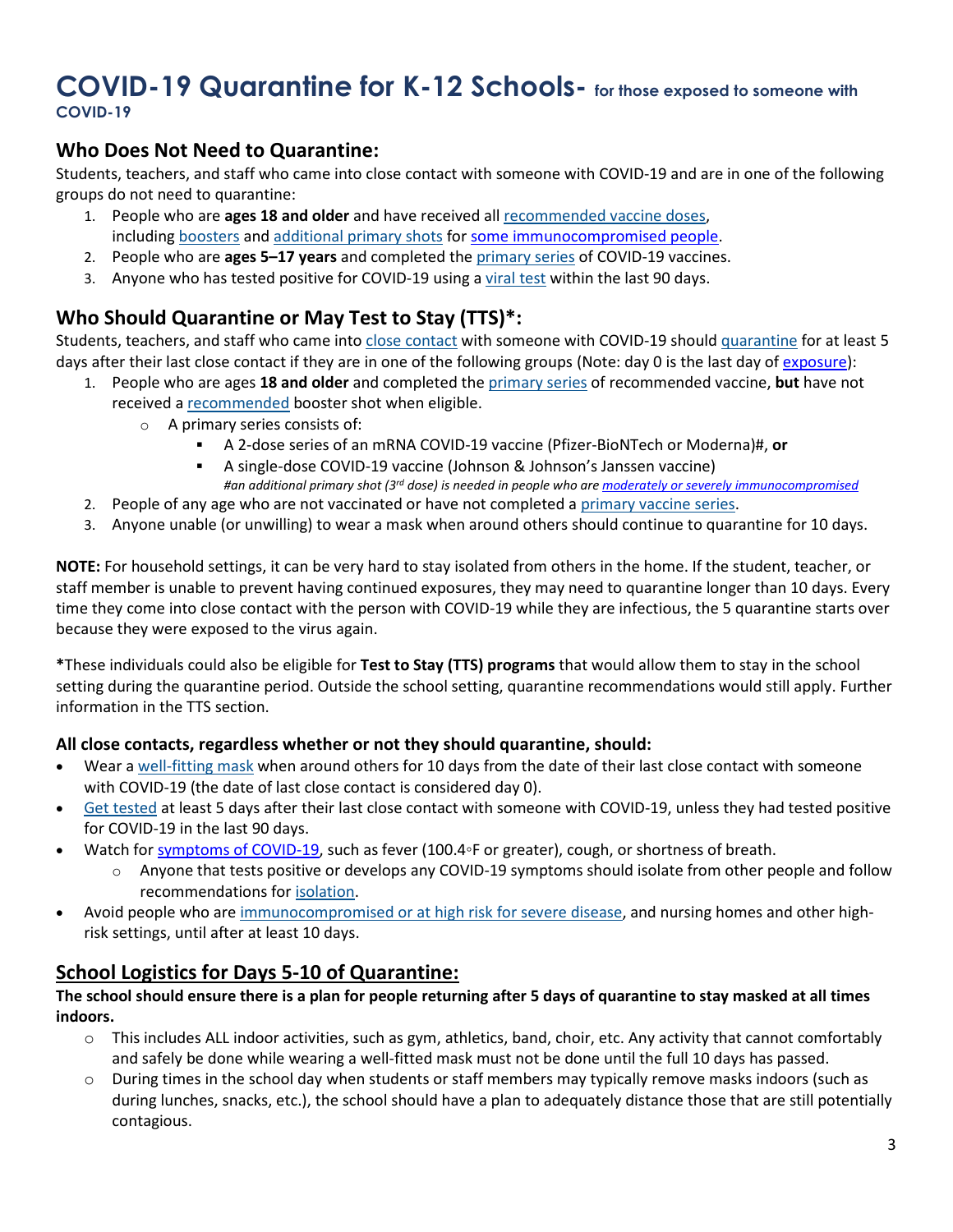# COVID-19 Quarantine for K-12 Schools- for those exposed to someone with COVID-19

## Who Does Not Need to Quarantine:

Students, teachers, and staff who came into close contact with someone with COVID-19 and are in one of the following groups do not need to quarantine:

1. People who are **ages 18 and older** and have received all recommended vaccine doses, including boosters and additional primary shots for some immunocompromised people.
2. People who are **ages 5–17 years** and completed the primary series of COVID-19 vaccines.
3. Anyone who has tested positive for COVID-19 using a viral test within the last 90 days.

## Who Should Quarantine or May Test to Stay (TTS)*:

Students, teachers, and staff who came into close contact with someone with COVID-19 should quarantine for at least 5 days after their last close contact if they are in one of the following groups (Note: day 0 is the last day of exposure):

1. People who are ages **18 and older** and completed the primary series of recommended vaccine, **but** have not received a recommended booster shot when eligible.
   - A primary series consists of:
     - A 2-dose series of an mRNA COVID-19 vaccine (Pfizer-BioNTech or Moderna)#, **or**
     - A single-dose COVID-19 vaccine (Johnson & Johnson's Janssen vaccine)

       *#an additional primary shot (3rd dose) is needed in people who are moderately or severely immunocompromised*
2. People of any age who are not vaccinated or have not completed a primary vaccine series.
3. Anyone unable (or unwilling) to wear a mask when around others should continue to quarantine for 10 days.

**NOTE:** For household settings, it can be very hard to stay isolated from others in the home. If the student, teacher, or staff member is unable to prevent having continued exposures, they may need to quarantine longer than 10 days. Every time they come into close contact with the person with COVID-19 while they are infectious, the 5 quarantine starts over because they were exposed to the virus again.

***These individuals could also be eligible for **Test to Stay (TTS) programs** that would allow them to stay in the school setting during the quarantine period. Outside the school setting, quarantine recommendations would still apply. Further information in the TTS section.

### All close contacts, regardless whether or not they should quarantine, should:

- Wear a well-fitting mask when around others for 10 days from the date of their last close contact with someone with COVID-19 (the date of last close contact is considered day 0).
- Get tested at least 5 days after their last close contact with someone with COVID-19, unless they had tested positive for COVID-19 in the last 90 days.
- Watch for symptoms of COVID-19, such as fever (100.4◦F or greater), cough, or shortness of breath.
  - Anyone that tests positive or develops any COVID-19 symptoms should isolate from other people and follow recommendations for isolation.
- Avoid people who are immunocompromised or at high risk for severe disease, and nursing homes and other high-risk settings, until after at least 10 days.

## School Logistics for Days 5-10 of Quarantine:

**The school should ensure there is a plan for people returning after 5 days of quarantine to stay masked at all times indoors.**

- This includes ALL indoor activities, such as gym, athletics, band, choir, etc. Any activity that cannot comfortably and safely be done while wearing a well-fitted mask must not be done until the full 10 days has passed.
- During times in the school day when students or staff members may typically remove masks indoors (such as during lunches, snacks, etc.), the school should have a plan to adequately distance those that are still potentially contagious.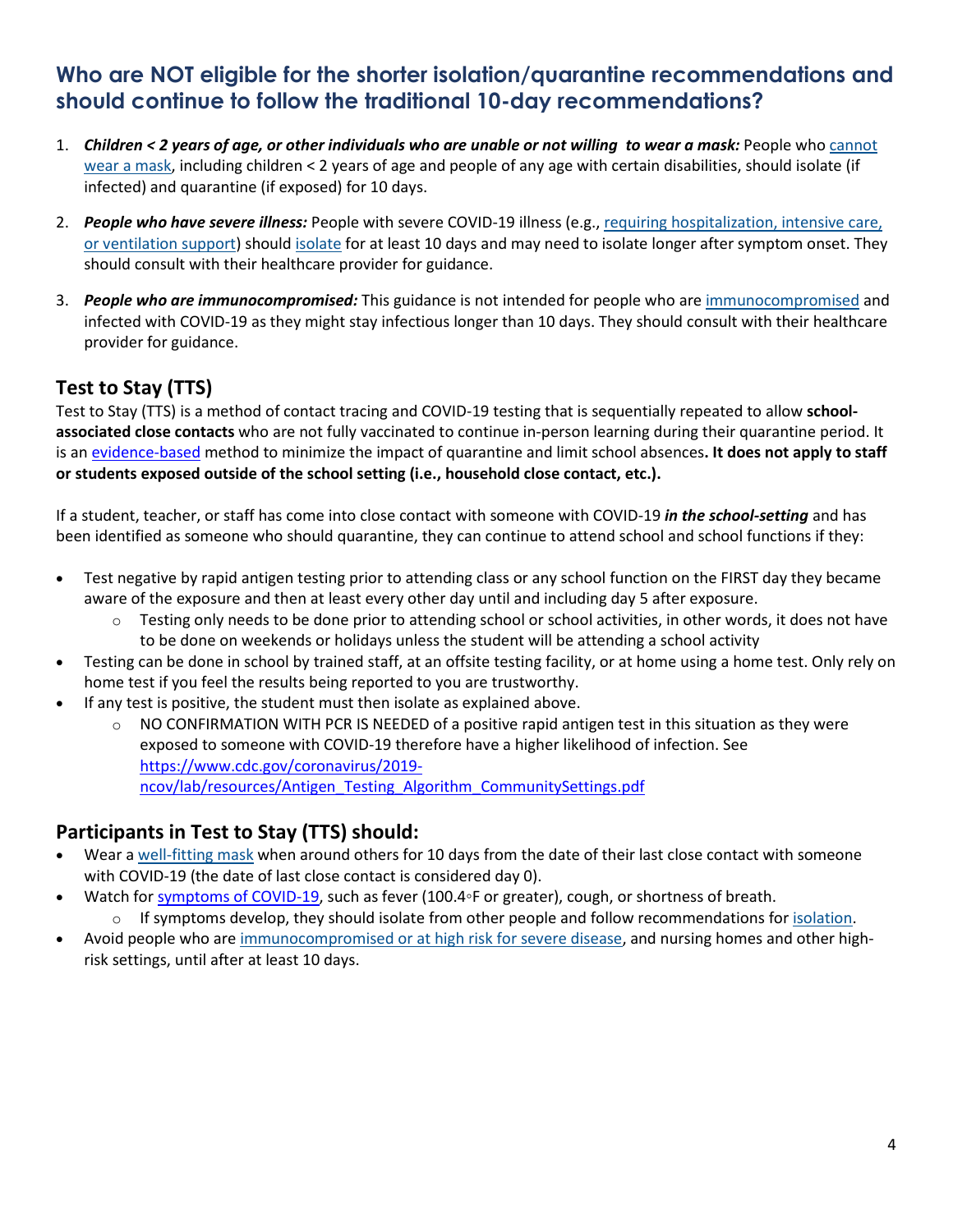## Who are NOT eligible for the shorter isolation/quarantine recommendations and should continue to follow the traditional 10-day recommendations?

1. ***Children < 2 years of age, or other individuals who are unable or not willing to wear a mask:*** People who cannot wear a mask, including children < 2 years of age and people of any age with certain disabilities, should isolate (if infected) and quarantine (if exposed) for 10 days.
2. ***People who have severe illness:*** People with severe COVID-19 illness (e.g., requiring hospitalization, intensive care, or ventilation support) should isolate for at least 10 days and may need to isolate longer after symptom onset. They should consult with their healthcare provider for guidance.
3. ***People who are immunocompromised:*** This guidance is not intended for people who are immunocompromised and infected with COVID-19 as they might stay infectious longer than 10 days. They should consult with their healthcare provider for guidance.

## Test to Stay (TTS)

Test to Stay (TTS) is a method of contact tracing and COVID-19 testing that is sequentially repeated to allow **school-associated close contacts** who are not fully vaccinated to continue in-person learning during their quarantine period. It is an evidence-based method to minimize the impact of quarantine and limit school absences**. It does not apply to staff or students exposed outside of the school setting (i.e., household close contact, etc.).**

If a student, teacher, or staff has come into close contact with someone with COVID-19 ***in the school-setting*** and has been identified as someone who should quarantine, they can continue to attend school and school functions if they:

- Test negative by rapid antigen testing prior to attending class or any school function on the FIRST day they became aware of the exposure and then at least every other day until and including day 5 after exposure.
    - Testing only needs to be done prior to attending school or school activities, in other words, it does not have to be done on weekends or holidays unless the student will be attending a school activity
- Testing can be done in school by trained staff, at an offsite testing facility, or at home using a home test. Only rely on home test if you feel the results being reported to you are trustworthy.
- If any test is positive, the student must then isolate as explained above.
    - NO CONFIRMATION WITH PCR IS NEEDED of a positive rapid antigen test in this situation as they were exposed to someone with COVID-19 therefore have a higher likelihood of infection. See https://www.cdc.gov/coronavirus/2019-ncov/lab/resources/Antigen_Testing_Algorithm_CommunitySettings.pdf

## Participants in Test to Stay (TTS) should:

- Wear a well-fitting mask when around others for 10 days from the date of their last close contact with someone with COVID-19 (the date of last close contact is considered day 0).
- Watch for symptoms of COVID-19, such as fever (100.4◦F or greater), cough, or shortness of breath.
    - If symptoms develop, they should isolate from other people and follow recommendations for isolation.
- Avoid people who are immunocompromised or at high risk for severe disease, and nursing homes and other high-risk settings, until after at least 10 days.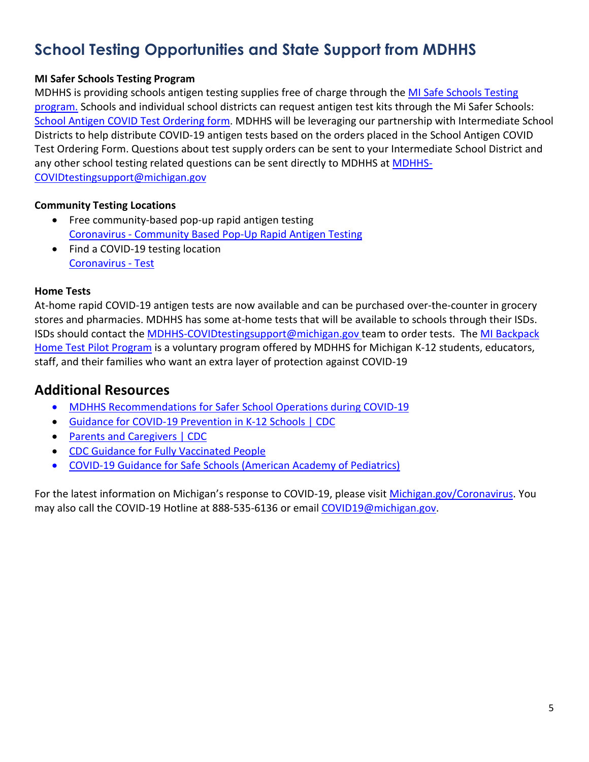# School Testing Opportunities and State Support from MDHHS

**MI Safer Schools Testing Program**

MDHHS is providing schools antigen testing supplies free of charge through the MI Safe Schools Testing program. Schools and individual school districts can request antigen test kits through the Mi Safer Schools: School Antigen COVID Test Ordering form. MDHHS will be leveraging our partnership with Intermediate School Districts to help distribute COVID-19 antigen tests based on the orders placed in the School Antigen COVID Test Ordering Form. Questions about test supply orders can be sent to your Intermediate School District and any other school testing related questions can be sent directly to MDHHS at MDHHS-COVIDtestingsupport@michigan.gov

**Community Testing Locations**

- Free community-based pop-up rapid antigen testing
  Coronavirus - Community Based Pop-Up Rapid Antigen Testing
- Find a COVID-19 testing location
  Coronavirus - Test

**Home Tests**

At-home rapid COVID-19 antigen tests are now available and can be purchased over-the-counter in grocery stores and pharmacies. MDHHS has some at-home tests that will be available to schools through their ISDs. ISDs should contact the MDHHS-COVIDtestingsupport@michigan.gov team to order tests. The MI Backpack Home Test Pilot Program is a voluntary program offered by MDHHS for Michigan K-12 students, educators, staff, and their families who want an extra layer of protection against COVID-19

## Additional Resources

- MDHHS Recommendations for Safer School Operations during COVID-19
- Guidance for COVID-19 Prevention in K-12 Schools | CDC
- Parents and Caregivers | CDC
- CDC Guidance for Fully Vaccinated People
- COVID-19 Guidance for Safe Schools (American Academy of Pediatrics)

For the latest information on Michigan's response to COVID-19, please visit Michigan.gov/Coronavirus. You may also call the COVID-19 Hotline at 888-535-6136 or email COVID19@michigan.gov.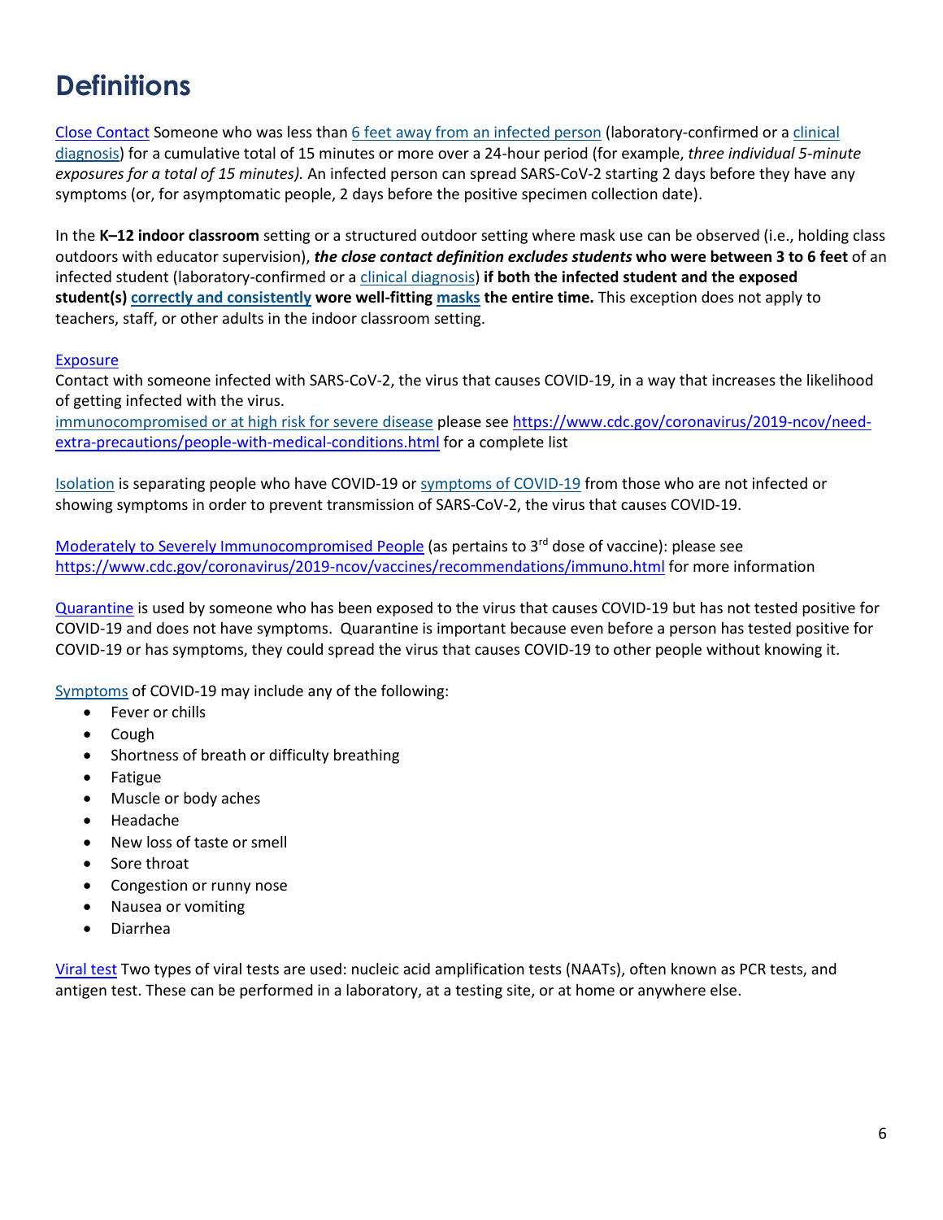# Definitions

Close Contact Someone who was less than 6 feet away from an infected person (laboratory-confirmed or a clinical diagnosis) for a cumulative total of 15 minutes or more over a 24-hour period (for example, *three individual 5-minute exposures for a total of 15 minutes).* An infected person can spread SARS-CoV-2 starting 2 days before they have any symptoms (or, for asymptomatic people, 2 days before the positive specimen collection date).

In the **K–12 indoor classroom** setting or a structured outdoor setting where mask use can be observed (i.e., holding class outdoors with educator supervision), ***the close contact definition excludes students*** **who were between 3 to 6 feet** of an infected student (laboratory-confirmed or a clinical diagnosis) **if both the infected student and the exposed student(s) correctly and consistently wore well-fitting masks the entire time.** This exception does not apply to teachers, staff, or other adults in the indoor classroom setting.

Exposure
Contact with someone infected with SARS-CoV-2, the virus that causes COVID-19, in a way that increases the likelihood of getting infected with the virus.
immunocompromised or at high risk for severe disease please see https://www.cdc.gov/coronavirus/2019-ncov/need-extra-precautions/people-with-medical-conditions.html for a complete list

Isolation is separating people who have COVID-19 or symptoms of COVID-19 from those who are not infected or showing symptoms in order to prevent transmission of SARS-CoV-2, the virus that causes COVID-19.

Moderately to Severely Immunocompromised People (as pertains to 3rd dose of vaccine): please see https://www.cdc.gov/coronavirus/2019-ncov/vaccines/recommendations/immuno.html for more information

Quarantine is used by someone who has been exposed to the virus that causes COVID-19 but has not tested positive for COVID-19 and does not have symptoms. Quarantine is important because even before a person has tested positive for COVID-19 or has symptoms, they could spread the virus that causes COVID-19 to other people without knowing it.

Symptoms of COVID-19 may include any of the following:

- Fever or chills
- Cough
- Shortness of breath or difficulty breathing
- Fatigue
- Muscle or body aches
- Headache
- New loss of taste or smell
- Sore throat
- Congestion or runny nose
- Nausea or vomiting
- Diarrhea

Viral test Two types of viral tests are used: nucleic acid amplification tests (NAATs), often known as PCR tests, and antigen test. These can be performed in a laboratory, at a testing site, or at home or anywhere else.